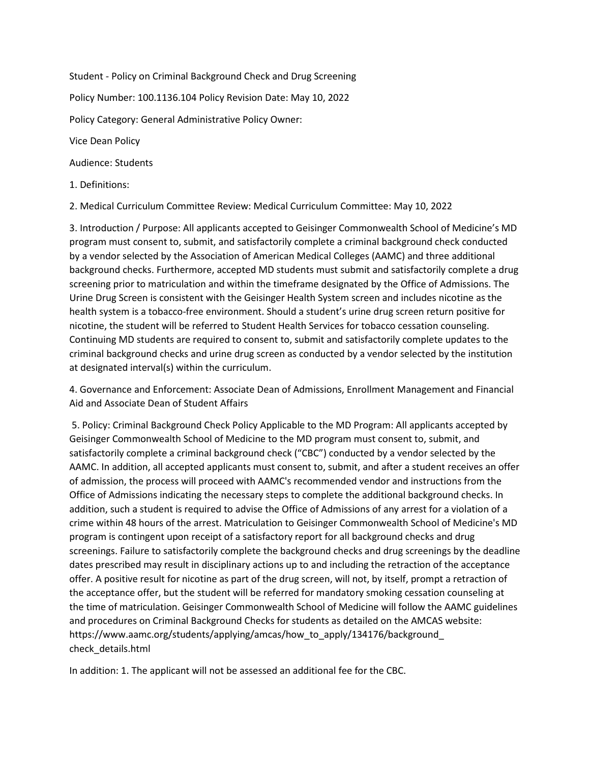Student - Policy on Criminal Background Check and Drug Screening

Policy Number: 100.1136.104 Policy Revision Date: May 10, 2022

Policy Category: General Administrative Policy Owner:

Vice Dean Policy

Audience: Students

1. Definitions:

2. Medical Curriculum Committee Review: Medical Curriculum Committee: May 10, 2022

3. Introduction / Purpose: All applicants accepted to Geisinger Commonwealth School of Medicine's MD program must consent to, submit, and satisfactorily complete a criminal background check conducted by a vendor selected by the Association of American Medical Colleges (AAMC) and three additional background checks. Furthermore, accepted MD students must submit and satisfactorily complete a drug screening prior to matriculation and within the timeframe designated by the Office of Admissions. The Urine Drug Screen is consistent with the Geisinger Health System screen and includes nicotine as the health system is a tobacco-free environment. Should a student's urine drug screen return positive for nicotine, the student will be referred to Student Health Services for tobacco cessation counseling. Continuing MD students are required to consent to, submit and satisfactorily complete updates to the criminal background checks and urine drug screen as conducted by a vendor selected by the institution at designated interval(s) within the curriculum.

4. Governance and Enforcement: Associate Dean of Admissions, Enrollment Management and Financial Aid and Associate Dean of Student Affairs

5. Policy: Criminal Background Check Policy Applicable to the MD Program: All applicants accepted by Geisinger Commonwealth School of Medicine to the MD program must consent to, submit, and satisfactorily complete a criminal background check ("CBC") conducted by a vendor selected by the AAMC. In addition, all accepted applicants must consent to, submit, and after a student receives an offer of admission, the process will proceed with AAMC's recommended vendor and instructions from the Office of Admissions indicating the necessary steps to complete the additional background checks. In addition, such a student is required to advise the Office of Admissions of any arrest for a violation of a crime within 48 hours of the arrest. Matriculation to Geisinger Commonwealth School of Medicine's MD program is contingent upon receipt of a satisfactory report for all background checks and drug screenings. Failure to satisfactorily complete the background checks and drug screenings by the deadline dates prescribed may result in disciplinary actions up to and including the retraction of the acceptance offer. A positive result for nicotine as part of the drug screen, will not, by itself, prompt a retraction of the acceptance offer, but the student will be referred for mandatory smoking cessation counseling at the time of matriculation. Geisinger Commonwealth School of Medicine will follow the AAMC guidelines and procedures on Criminal Background Checks for students as detailed on the AMCAS website: https://www.aamc.org/students/applying/amcas/how_to_apply/134176/background_check_details.html

In addition: 1. The applicant will not be assessed an additional fee for the CBC.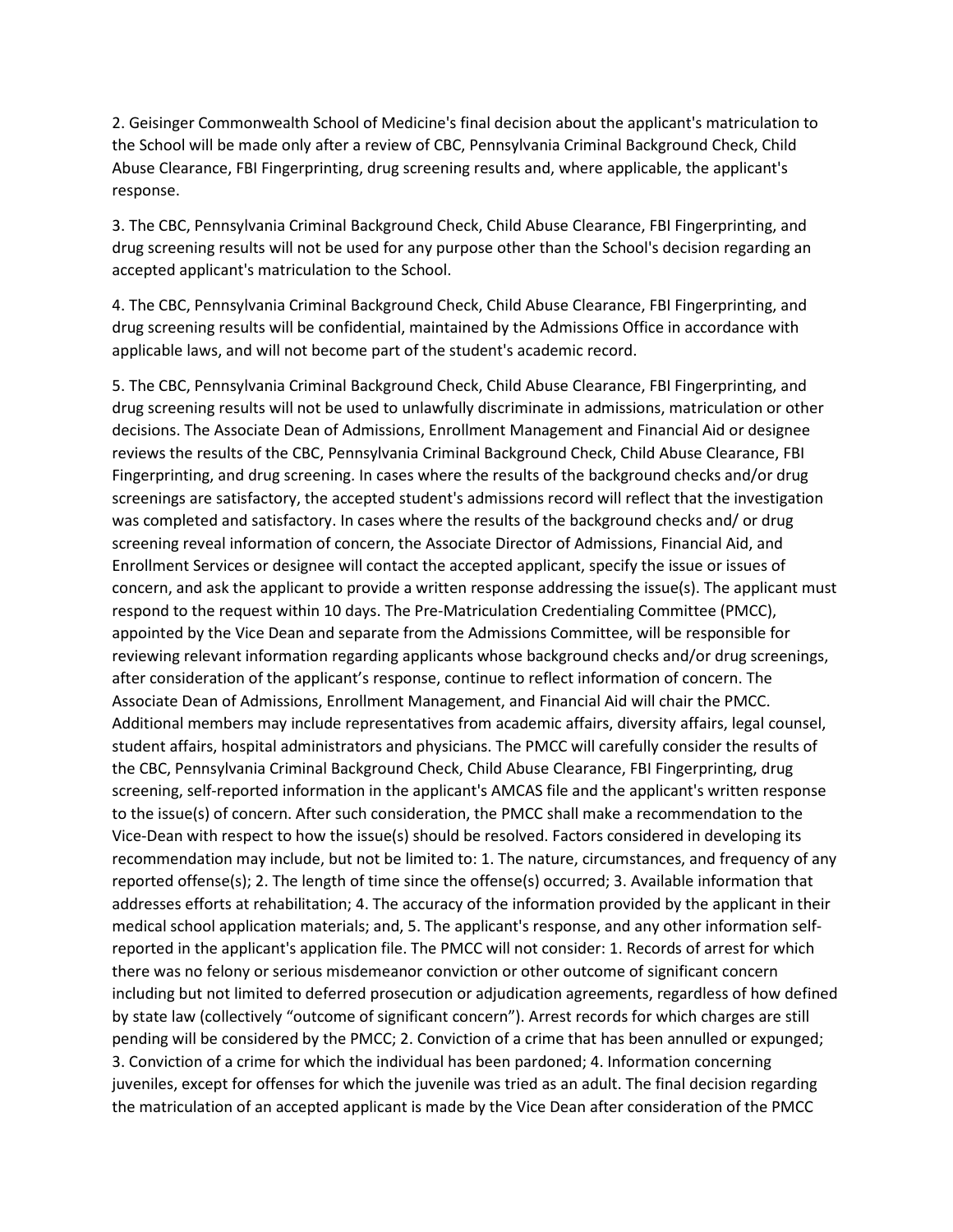2. Geisinger Commonwealth School of Medicine's final decision about the applicant's matriculation to the School will be made only after a review of CBC, Pennsylvania Criminal Background Check, Child Abuse Clearance, FBI Fingerprinting, drug screening results and, where applicable, the applicant's response.

3. The CBC, Pennsylvania Criminal Background Check, Child Abuse Clearance, FBI Fingerprinting, and drug screening results will not be used for any purpose other than the School's decision regarding an accepted applicant's matriculation to the School.

4. The CBC, Pennsylvania Criminal Background Check, Child Abuse Clearance, FBI Fingerprinting, and drug screening results will be confidential, maintained by the Admissions Office in accordance with applicable laws, and will not become part of the student's academic record.

5. The CBC, Pennsylvania Criminal Background Check, Child Abuse Clearance, FBI Fingerprinting, and drug screening results will not be used to unlawfully discriminate in admissions, matriculation or other decisions. The Associate Dean of Admissions, Enrollment Management and Financial Aid or designee reviews the results of the CBC, Pennsylvania Criminal Background Check, Child Abuse Clearance, FBI Fingerprinting, and drug screening. In cases where the results of the background checks and/or drug screenings are satisfactory, the accepted student's admissions record will reflect that the investigation was completed and satisfactory. In cases where the results of the background checks and/ or drug screening reveal information of concern, the Associate Director of Admissions, Financial Aid, and Enrollment Services or designee will contact the accepted applicant, specify the issue or issues of concern, and ask the applicant to provide a written response addressing the issue(s). The applicant must respond to the request within 10 days. The Pre-Matriculation Credentialing Committee (PMCC), appointed by the Vice Dean and separate from the Admissions Committee, will be responsible for reviewing relevant information regarding applicants whose background checks and/or drug screenings, after consideration of the applicant's response, continue to reflect information of concern. The Associate Dean of Admissions, Enrollment Management, and Financial Aid will chair the PMCC. Additional members may include representatives from academic affairs, diversity affairs, legal counsel, student affairs, hospital administrators and physicians. The PMCC will carefully consider the results of the CBC, Pennsylvania Criminal Background Check, Child Abuse Clearance, FBI Fingerprinting, drug screening, self-reported information in the applicant's AMCAS file and the applicant's written response to the issue(s) of concern. After such consideration, the PMCC shall make a recommendation to the Vice-Dean with respect to how the issue(s) should be resolved. Factors considered in developing its recommendation may include, but not be limited to: 1. The nature, circumstances, and frequency of any reported offense(s); 2. The length of time since the offense(s) occurred; 3. Available information that addresses efforts at rehabilitation; 4. The accuracy of the information provided by the applicant in their medical school application materials; and, 5. The applicant's response, and any other information self-reported in the applicant's application file. The PMCC will not consider: 1. Records of arrest for which there was no felony or serious misdemeanor conviction or other outcome of significant concern including but not limited to deferred prosecution or adjudication agreements, regardless of how defined by state law (collectively "outcome of significant concern"). Arrest records for which charges are still pending will be considered by the PMCC; 2. Conviction of a crime that has been annulled or expunged; 3. Conviction of a crime for which the individual has been pardoned; 4. Information concerning juveniles, except for offenses for which the juvenile was tried as an adult. The final decision regarding the matriculation of an accepted applicant is made by the Vice Dean after consideration of the PMCC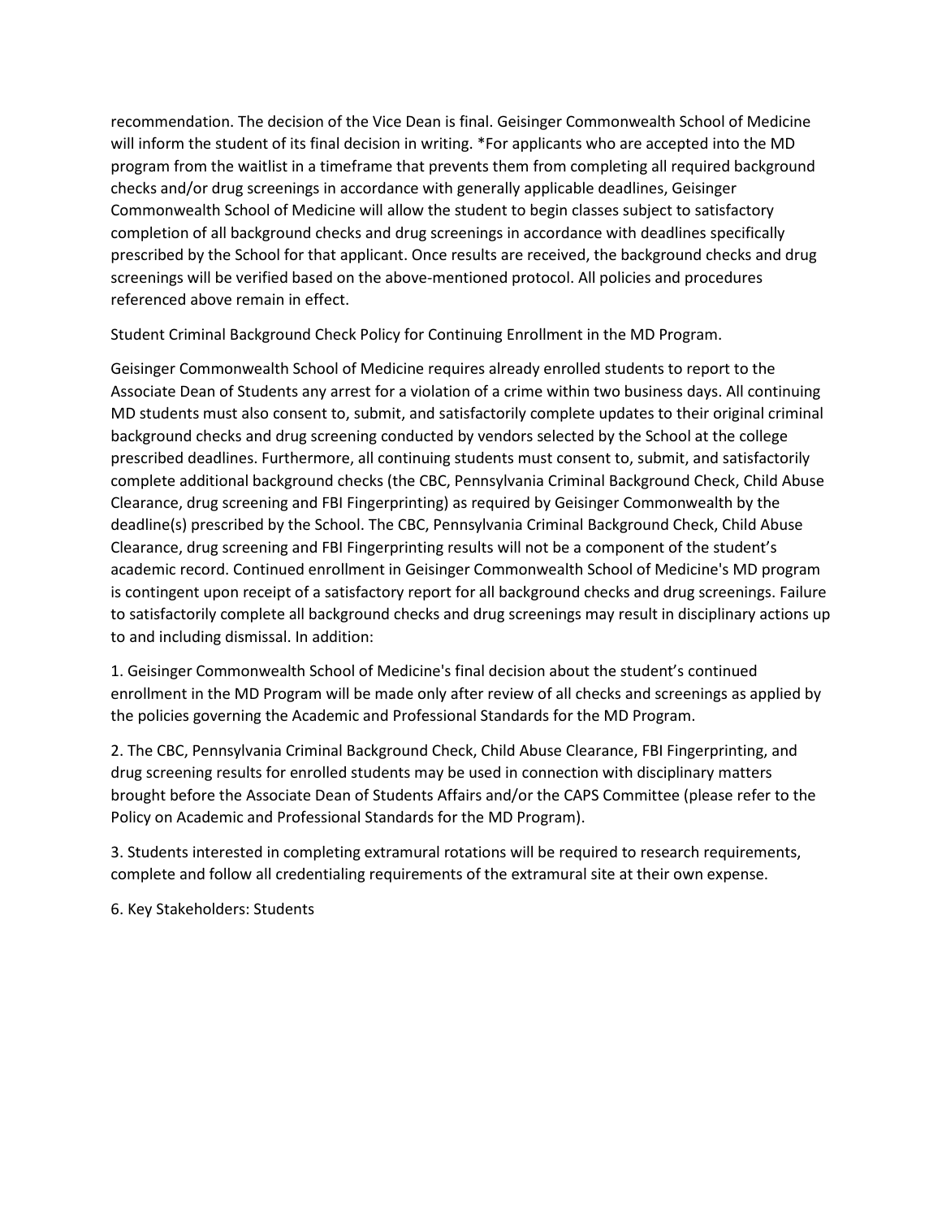recommendation. The decision of the Vice Dean is final. Geisinger Commonwealth School of Medicine will inform the student of its final decision in writing. *For applicants who are accepted into the MD program from the waitlist in a timeframe that prevents them from completing all required background checks and/or drug screenings in accordance with generally applicable deadlines, Geisinger Commonwealth School of Medicine will allow the student to begin classes subject to satisfactory completion of all background checks and drug screenings in accordance with deadlines specifically prescribed by the School for that applicant. Once results are received, the background checks and drug screenings will be verified based on the above-mentioned protocol. All policies and procedures referenced above remain in effect.

Student Criminal Background Check Policy for Continuing Enrollment in the MD Program.

Geisinger Commonwealth School of Medicine requires already enrolled students to report to the Associate Dean of Students any arrest for a violation of a crime within two business days. All continuing MD students must also consent to, submit, and satisfactorily complete updates to their original criminal background checks and drug screening conducted by vendors selected by the School at the college prescribed deadlines. Furthermore, all continuing students must consent to, submit, and satisfactorily complete additional background checks (the CBC, Pennsylvania Criminal Background Check, Child Abuse Clearance, drug screening and FBI Fingerprinting) as required by Geisinger Commonwealth by the deadline(s) prescribed by the School. The CBC, Pennsylvania Criminal Background Check, Child Abuse Clearance, drug screening and FBI Fingerprinting results will not be a component of the student's academic record. Continued enrollment in Geisinger Commonwealth School of Medicine's MD program is contingent upon receipt of a satisfactory report for all background checks and drug screenings. Failure to satisfactorily complete all background checks and drug screenings may result in disciplinary actions up to and including dismissal. In addition:

1. Geisinger Commonwealth School of Medicine's final decision about the student's continued enrollment in the MD Program will be made only after review of all checks and screenings as applied by the policies governing the Academic and Professional Standards for the MD Program.

2. The CBC, Pennsylvania Criminal Background Check, Child Abuse Clearance, FBI Fingerprinting, and drug screening results for enrolled students may be used in connection with disciplinary matters brought before the Associate Dean of Students Affairs and/or the CAPS Committee (please refer to the Policy on Academic and Professional Standards for the MD Program).

3. Students interested in completing extramural rotations will be required to research requirements, complete and follow all credentialing requirements of the extramural site at their own expense.

6. Key Stakeholders: Students